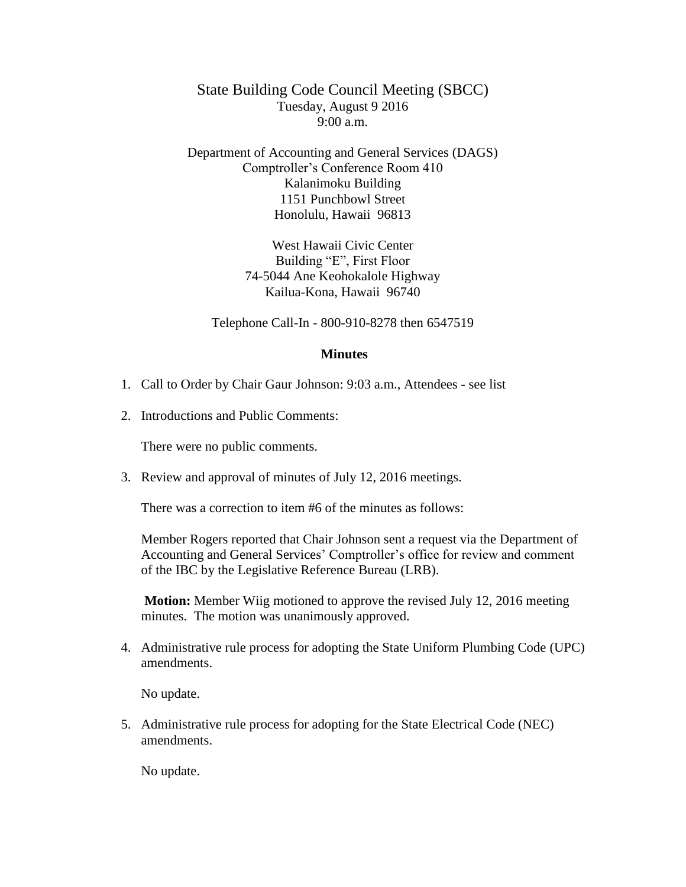# State Building Code Council Meeting (SBCC)

Tuesday, August 9 2016
9:00 a.m.

Department of Accounting and General Services (DAGS)
Comptroller's Conference Room 410
Kalanimoku Building
1151 Punchbowl Street
Honolulu, Hawaii 96813

West Hawaii Civic Center
Building "E", First Floor
74-5044 Ane Keohokalole Highway
Kailua-Kona, Hawaii 96740

Telephone Call-In - 800-910-8278 then 6547519

## Minutes

1. Call to Order by Chair Gaur Johnson: 9:03 a.m., Attendees - see list

2. Introductions and Public Comments:

   There were no public comments.

3. Review and approval of minutes of July 12, 2016 meetings.

   There was a correction to item #6 of the minutes as follows:

   Member Rogers reported that Chair Johnson sent a request via the Department of Accounting and General Services' Comptroller's office for review and comment of the IBC by the Legislative Reference Bureau (LRB).

   **Motion:** Member Wiig motioned to approve the revised July 12, 2016 meeting minutes. The motion was unanimously approved.

4. Administrative rule process for adopting the State Uniform Plumbing Code (UPC) amendments.

   No update.

5. Administrative rule process for adopting for the State Electrical Code (NEC) amendments.

   No update.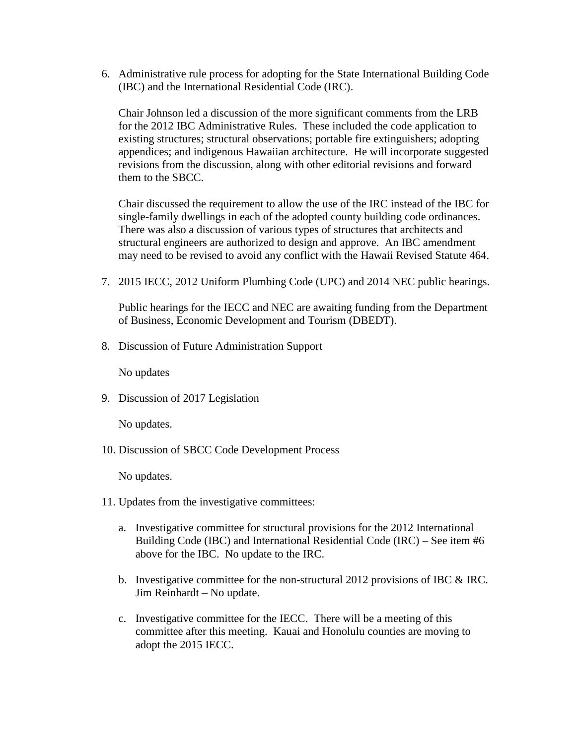6. Administrative rule process for adopting for the State International Building Code (IBC) and the International Residential Code (IRC).

   Chair Johnson led a discussion of the more significant comments from the LRB for the 2012 IBC Administrative Rules. These included the code application to existing structures; structural observations; portable fire extinguishers; adopting appendices; and indigenous Hawaiian architecture. He will incorporate suggested revisions from the discussion, along with other editorial revisions and forward them to the SBCC.

   Chair discussed the requirement to allow the use of the IRC instead of the IBC for single-family dwellings in each of the adopted county building code ordinances. There was also a discussion of various types of structures that architects and structural engineers are authorized to design and approve. An IBC amendment may need to be revised to avoid any conflict with the Hawaii Revised Statute 464.

7. 2015 IECC, 2012 Uniform Plumbing Code (UPC) and 2014 NEC public hearings.

   Public hearings for the IECC and NEC are awaiting funding from the Department of Business, Economic Development and Tourism (DBEDT).

8. Discussion of Future Administration Support

   No updates

9. Discussion of 2017 Legislation

   No updates.

10. Discussion of SBCC Code Development Process

    No updates.

11. Updates from the investigative committees:

    a. Investigative committee for structural provisions for the 2012 International Building Code (IBC) and International Residential Code (IRC) – See item #6 above for the IBC. No update to the IRC.

    b. Investigative committee for the non-structural 2012 provisions of IBC & IRC. Jim Reinhardt – No update.

    c. Investigative committee for the IECC. There will be a meeting of this committee after this meeting. Kauai and Honolulu counties are moving to adopt the 2015 IECC.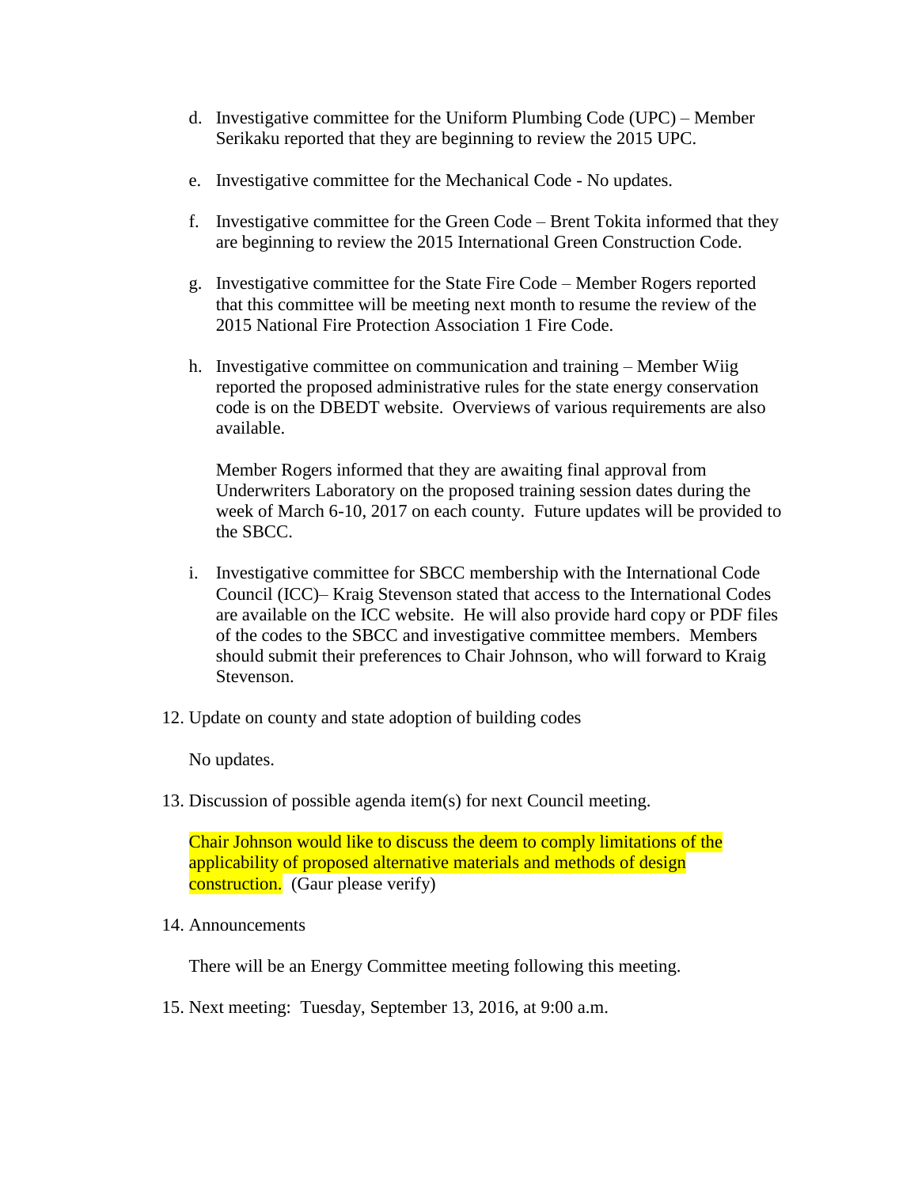d. Investigative committee for the Uniform Plumbing Code (UPC) – Member Serikaku reported that they are beginning to review the 2015 UPC.

e. Investigative committee for the Mechanical Code - No updates.

f. Investigative committee for the Green Code – Brent Tokita informed that they are beginning to review the 2015 International Green Construction Code.

g. Investigative committee for the State Fire Code – Member Rogers reported that this committee will be meeting next month to resume the review of the 2015 National Fire Protection Association 1 Fire Code.

h. Investigative committee on communication and training – Member Wiig reported the proposed administrative rules for the state energy conservation code is on the DBEDT website. Overviews of various requirements are also available.

   Member Rogers informed that they are awaiting final approval from Underwriters Laboratory on the proposed training session dates during the week of March 6-10, 2017 on each county. Future updates will be provided to the SBCC.

i. Investigative committee for SBCC membership with the International Code Council (ICC)– Kraig Stevenson stated that access to the International Codes are available on the ICC website. He will also provide hard copy or PDF files of the codes to the SBCC and investigative committee members. Members should submit their preferences to Chair Johnson, who will forward to Kraig Stevenson.

12. Update on county and state adoption of building codes

    No updates.

13. Discussion of possible agenda item(s) for next Council meeting.

    Chair Johnson would like to discuss the deem to comply limitations of the applicability of proposed alternative materials and methods of design construction. (Gaur please verify)

14. Announcements

    There will be an Energy Committee meeting following this meeting.

15. Next meeting: Tuesday, September 13, 2016, at 9:00 a.m.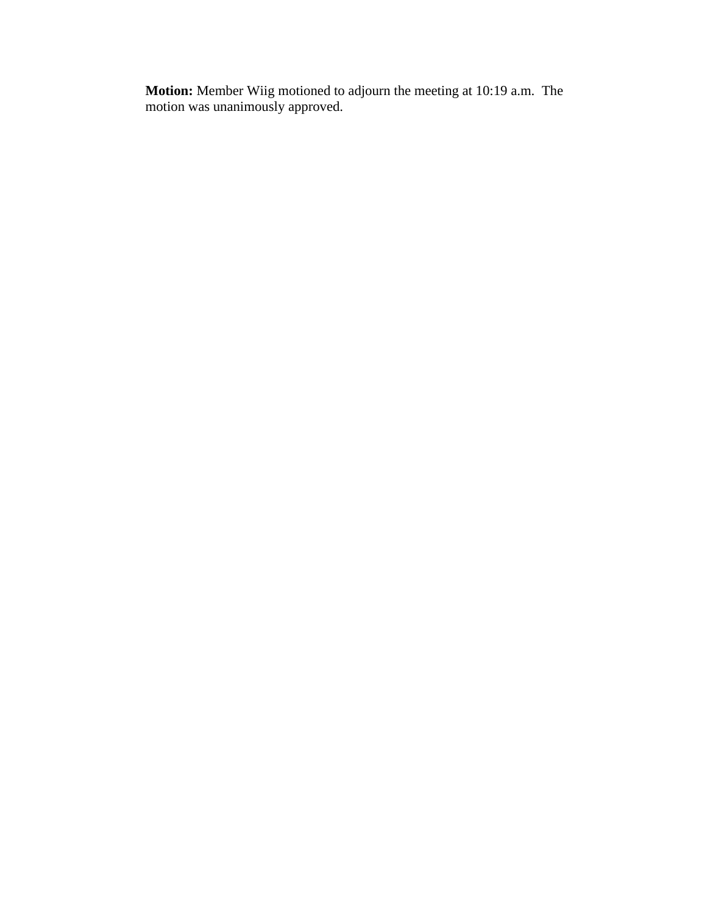**Motion:** Member Wiig motioned to adjourn the meeting at 10:19 a.m.  The motion was unanimously approved.